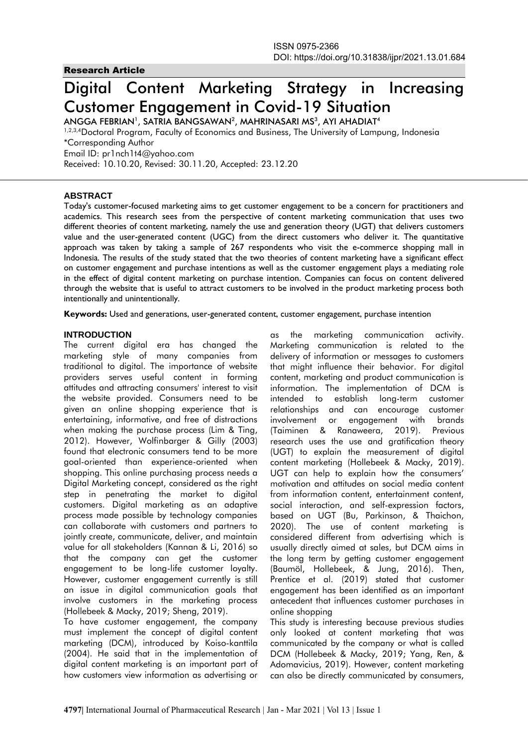ISSN 0975-2366
DOI: https://doi.org/10.31838/ijpr/2021.13.01.684

**Research Article**

# Digital Content Marketing Strategy in Increasing Customer Engagement in Covid-19 Situation

ANGGA FEBRIAN[1], SATRIA BANGSAWAN[2], MAHRINASARI MS[3], AYI AHADIAT[4]

[1,2,3,4]Doctoral Program, Faculty of Economics and Business, The University of Lampung, Indonesia
*Corresponding Author
Email ID: pr1nch1t4@yahoo.com
Received: 10.10.20, Revised: 30.11.20, Accepted: 23.12.20

## ABSTRACT

Today's customer-focused marketing aims to get customer engagement to be a concern for practitioners and academics. This research sees from the perspective of content marketing communication that uses two different theories of content marketing, namely the use and generation theory (UGT) that delivers customers value and the user-generated content (UGC) from the direct customers who deliver it. The quantitative approach was taken by taking a sample of 267 respondents who visit the e-commerce shopping mall in Indonesia. The results of the study stated that the two theories of content marketing have a significant effect on customer engagement and purchase intentions as well as the customer engagement plays a mediating role in the effect of digital content marketing on purchase intention. Companies can focus on content delivered through the website that is useful to attract customers to be involved in the product marketing process both intentionally and unintentionally.

**Keywords:** Used and generations, user-generated content, customer engagement, purchase intention

## INTRODUCTION

The current digital era has changed the marketing style of many companies from traditional to digital. The importance of website providers serves useful content in forming attitudes and attracting consumers' interest to visit the website provided. Consumers need to be given an online shopping experience that is entertaining, informative, and free of distractions when making the purchase process (Lim & Ting, 2012). However, Wolfinbarger & Gilly (2003) found that electronic consumers tend to be more goal-oriented than experience-oriented when shopping. This online purchasing process needs a Digital Marketing concept, considered as the right step in penetrating the market to digital customers. Digital marketing as an adaptive process made possible by technology companies can collaborate with customers and partners to jointly create, communicate, deliver, and maintain value for all stakeholders (Kannan & Li, 2016) so that the company can get the customer engagement to be long-life customer loyalty. However, customer engagement currently is still an issue in digital communication goals that involve customers in the marketing process (Hollebeek & Macky, 2019; Sheng, 2019).

To have customer engagement, the company must implement the concept of digital content marketing (DCM), introduced by Koiso-kanttila (2004). He said that in the implementation of digital content marketing is an important part of how customers view information as advertising or as the marketing communication activity. Marketing communication is related to the delivery of information or messages to customers that might influence their behavior. For digital content, marketing and product communication is information. The implementation of DCM is intended to establish long-term customer relationships and can encourage customer involvement or engagement with brands (Taiminen & Ranaweera, 2019). Previous research uses the use and gratification theory (UGT) to explain the measurement of digital content marketing (Hollebeek & Macky, 2019). UGT can help to explain how the consumers' motivation and attitudes on social media content from information content, entertainment content, social interaction, and self-expression factors, based on UGT (Bu, Parkinson, & Thaichon, 2020). The use of content marketing is considered different from advertising which is usually directly aimed at sales, but DCM aims in the long term by getting customer engagement (Baumöl, Hollebeek, & Jung, 2016). Then, Prentice et al. (2019) stated that customer engagement has been identified as an important antecedent that influences customer purchases in online shopping

This study is interesting because previous studies only looked at content marketing that was communicated by the company or what is called DCM (Hollebeek & Macky, 2019; Yang, Ren, & Adomavicius, 2019). However, content marketing can also be directly communicated by consumers,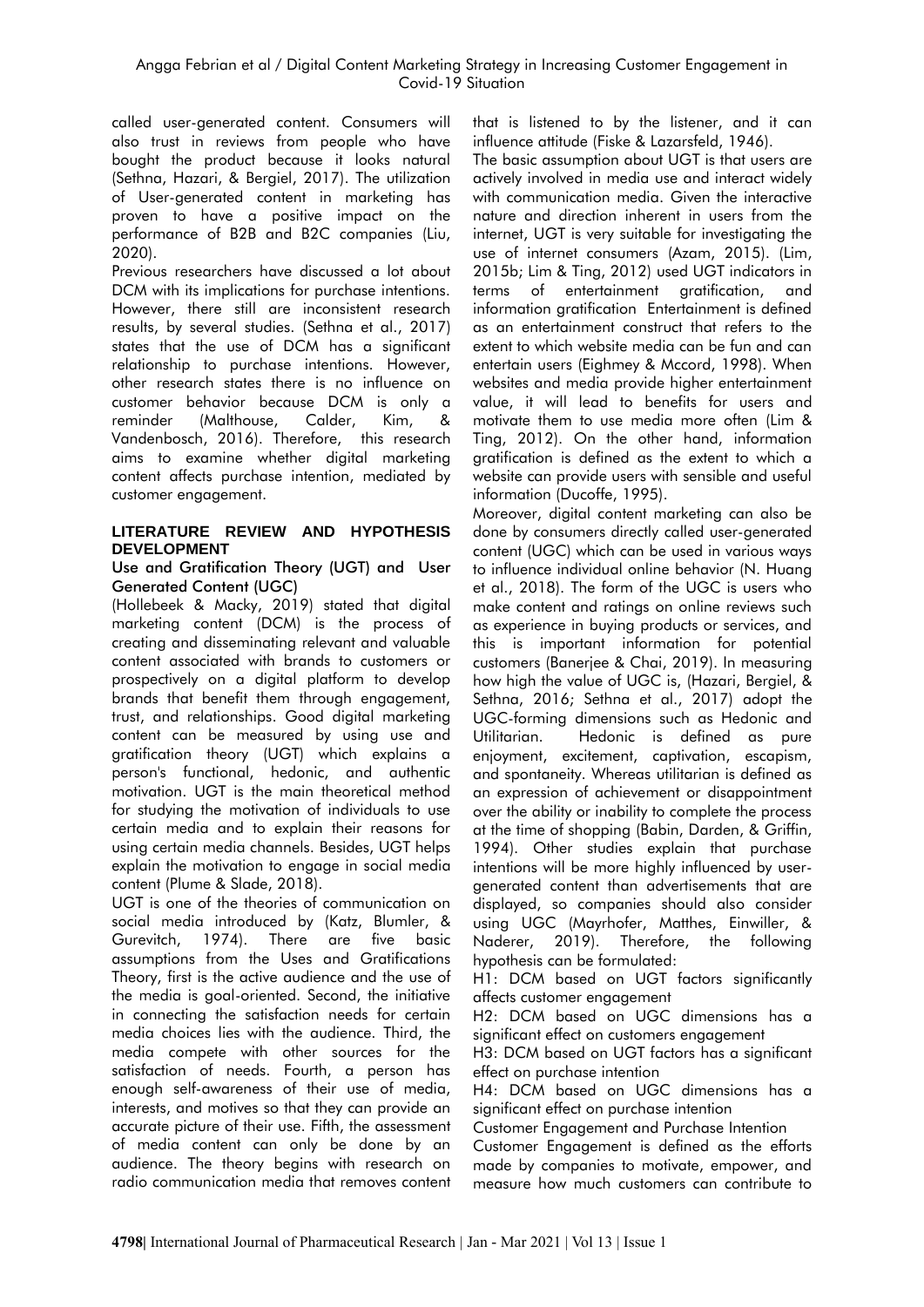called user-generated content. Consumers will also trust in reviews from people who have bought the product because it looks natural (Sethna, Hazari, & Bergiel, 2017). The utilization of User-generated content in marketing has proven to have a positive impact on the performance of B2B and B2C companies (Liu, 2020).

Previous researchers have discussed a lot about DCM with its implications for purchase intentions. However, there still are inconsistent research results, by several studies. (Sethna et al., 2017) states that the use of DCM has a significant relationship to purchase intentions. However, other research states there is no influence on customer behavior because DCM is only a reminder (Malthouse, Calder, Kim, & Vandenbosch, 2016). Therefore, this research aims to examine whether digital marketing content affects purchase intention, mediated by customer engagement.

## LITERATURE REVIEW AND HYPOTHESIS DEVELOPMENT

### Use and Gratification Theory (UGT) and User Generated Content (UGC)

(Hollebeek & Macky, 2019) stated that digital marketing content (DCM) is the process of creating and disseminating relevant and valuable content associated with brands to customers or prospectively on a digital platform to develop brands that benefit them through engagement, trust, and relationships. Good digital marketing content can be measured by using use and gratification theory (UGT) which explains a person's functional, hedonic, and authentic motivation. UGT is the main theoretical method for studying the motivation of individuals to use certain media and to explain their reasons for using certain media channels. Besides, UGT helps explain the motivation to engage in social media content (Plume & Slade, 2018).

UGT is one of the theories of communication on social media introduced by (Katz, Blumler, & Gurevitch, 1974). There are five basic assumptions from the Uses and Gratifications Theory, first is the active audience and the use of the media is goal-oriented. Second, the initiative in connecting the satisfaction needs for certain media choices lies with the audience. Third, the media compete with other sources for the satisfaction of needs. Fourth, a person has enough self-awareness of their use of media, interests, and motives so that they can provide an accurate picture of their use. Fifth, the assessment of media content can only be done by an audience. The theory begins with research on radio communication media that removes content that is listened to by the listener, and it can influence attitude (Fiske & Lazarsfeld, 1946).

The basic assumption about UGT is that users are actively involved in media use and interact widely with communication media. Given the interactive nature and direction inherent in users from the internet, UGT is very suitable for investigating the use of internet consumers (Azam, 2015). (Lim, 2015b; Lim & Ting, 2012) used UGT indicators in terms of entertainment gratification, and information gratification Entertainment is defined as an entertainment construct that refers to the extent to which website media can be fun and can entertain users (Eighmey & Mccord, 1998). When websites and media provide higher entertainment value, it will lead to benefits for users and motivate them to use media more often (Lim & Ting, 2012). On the other hand, information gratification is defined as the extent to which a website can provide users with sensible and useful information (Ducoffe, 1995).

Moreover, digital content marketing can also be done by consumers directly called user-generated content (UGC) which can be used in various ways to influence individual online behavior (N. Huang et al., 2018). The form of the UGC is users who make content and ratings on online reviews such as experience in buying products or services, and this is important information for potential customers (Banerjee & Chai, 2019). In measuring how high the value of UGC is, (Hazari, Bergiel, & Sethna, 2016; Sethna et al., 2017) adopt the UGC-forming dimensions such as Hedonic and Utilitarian. Hedonic is defined as pure enjoyment, excitement, captivation, escapism, and spontaneity. Whereas utilitarian is defined as an expression of achievement or disappointment over the ability or inability to complete the process at the time of shopping (Babin, Darden, & Griffin, 1994). Other studies explain that purchase intentions will be more highly influenced by user-generated content than advertisements that are displayed, so companies should also consider using UGC (Mayrhofer, Matthes, Einwiller, & Naderer, 2019). Therefore, the following hypothesis can be formulated:

H1: DCM based on UGT factors significantly affects customer engagement

H2: DCM based on UGC dimensions has a significant effect on customers engagement

H3: DCM based on UGT factors has a significant effect on purchase intention

H4: DCM based on UGC dimensions has a significant effect on purchase intention

### Customer Engagement and Purchase Intention

Customer Engagement is defined as the efforts made by companies to motivate, empower, and measure how much customers can contribute to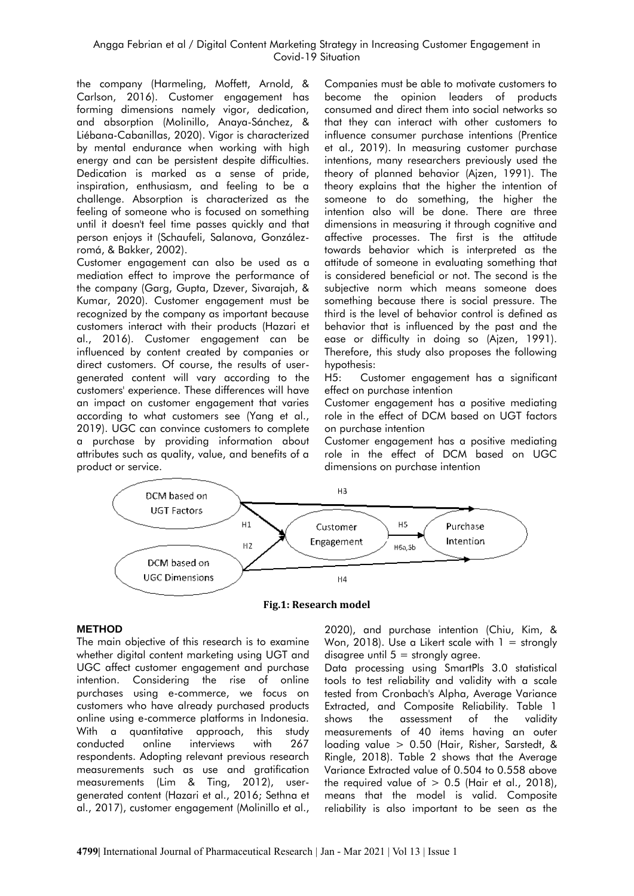the company (Harmeling, Moffett, Arnold, & Carlson, 2016). Customer engagement has forming dimensions namely vigor, dedication, and absorption (Molinillo, Anaya-Sánchez, & Liébana-Cabanillas, 2020). Vigor is characterized by mental endurance when working with high energy and can be persistent despite difficulties. Dedication is marked as a sense of pride, inspiration, enthusiasm, and feeling to be a challenge. Absorption is characterized as the feeling of someone who is focused on something until it doesn't feel time passes quickly and that person enjoys it (Schaufeli, Salanova, González-romá, & Bakker, 2002).

Customer engagement can also be used as a mediation effect to improve the performance of the company (Garg, Gupta, Dzever, Sivarajah, & Kumar, 2020). Customer engagement must be recognized by the company as important because customers interact with their products (Hazari et al., 2016). Customer engagement can be influenced by content created by companies or direct customers. Of course, the results of user-generated content will vary according to the customers' experience. These differences will have an impact on customer engagement that varies according to what customers see (Yang et al., 2019). UGC can convince customers to complete a purchase by providing information about attributes such as quality, value, and benefits of a product or service.

Companies must be able to motivate customers to become the opinion leaders of products consumed and direct them into social networks so that they can interact with other customers to influence consumer purchase intentions (Prentice et al., 2019). In measuring customer purchase intentions, many researchers previously used the theory of planned behavior (Ajzen, 1991). The theory explains that the higher the intention of someone to do something, the higher the intention also will be done. There are three dimensions in measuring it through cognitive and affective processes. The first is the attitude towards behavior which is interpreted as the attitude of someone in evaluating something that is considered beneficial or not. The second is the subjective norm which means someone does something because there is social pressure. The third is the level of behavior control is defined as behavior that is influenced by the past and the ease or difficulty in doing so (Ajzen, 1991). Therefore, this study also proposes the following hypothesis:

H5: Customer engagement has a significant effect on purchase intention

Customer engagement has a positive mediating role in the effect of DCM based on UGT factors on purchase intention

Customer engagement has a positive mediating role in the effect of DCM based on UGC dimensions on purchase intention

**Fig.1: Research model**

## METHOD

The main objective of this research is to examine whether digital content marketing using UGT and UGC affect customer engagement and purchase intention. Considering the rise of online purchases using e-commerce, we focus on customers who have already purchased products online using e-commerce platforms in Indonesia. With a quantitative approach, this study conducted online interviews with 267 respondents. Adopting relevant previous research measurements such as use and gratification measurements (Lim & Ting, 2012), user-generated content (Hazari et al., 2016; Sethna et al., 2017), customer engagement (Molinillo et al., 2020), and purchase intention (Chiu, Kim, & Won, 2018). Use a Likert scale with 1 = strongly disagree until 5 = strongly agree.

Data processing using SmartPls 3.0 statistical tools to test reliability and validity with a scale tested from Cronbach's Alpha, Average Variance Extracted, and Composite Reliability. Table 1 shows the assessment of the validity measurements of 40 items having an outer loading value > 0.50 (Hair, Risher, Sarstedt, & Ringle, 2018). Table 2 shows that the Average Variance Extracted value of 0.504 to 0.558 above the required value of > 0.5 (Hair et al., 2018), means that the model is valid. Composite reliability is also important to be seen as the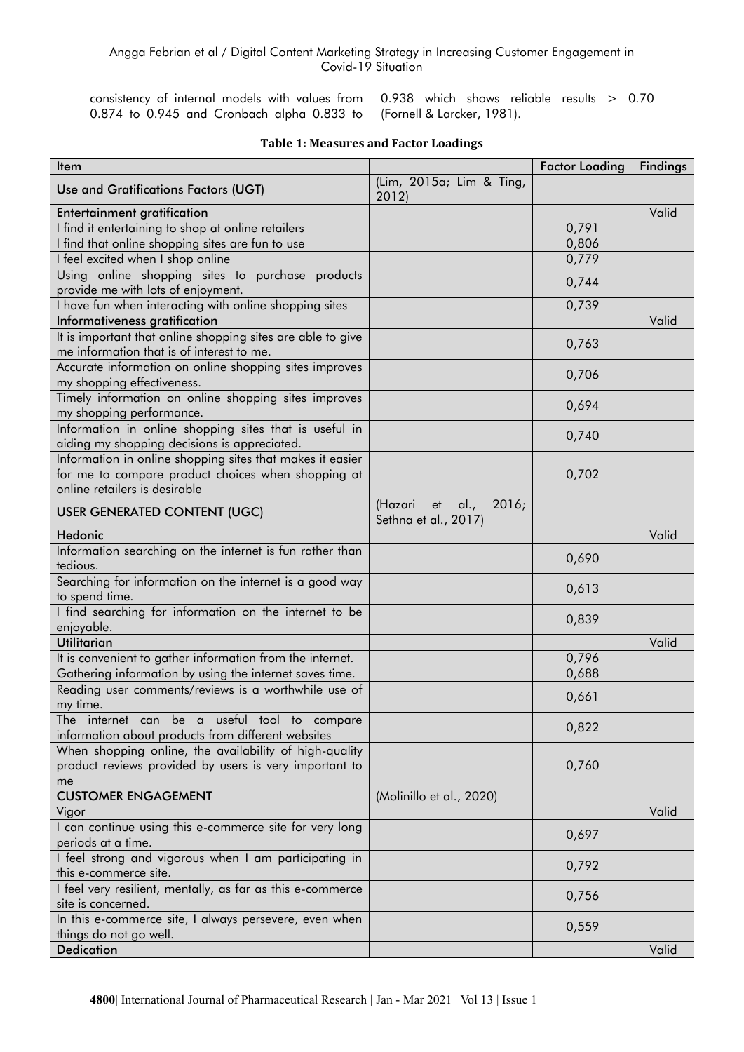consistency of internal models with values from 0.874 to 0.945 and Cronbach alpha 0.833 to 0.938 which shows reliable results > 0.70 (Fornell & Larcker, 1981).

**Table 1: Measures and Factor Loadings**

| Item | | Factor Loading | Findings |
|---|---|---|---|
| Use and Gratifications Factors (UGT) | (Lim, 2015a; Lim & Ting, 2012) | | |
| Entertainment gratification | | | Valid |
| I find it entertaining to shop at online retailers | | 0,791 | |
| I find that online shopping sites are fun to use | | 0,806 | |
| I feel excited when I shop online | | 0,779 | |
| Using online shopping sites to purchase products provide me with lots of enjoyment. | | 0,744 | |
| I have fun when interacting with online shopping sites | | 0,739 | |
| Informativeness gratification | | | Valid |
| It is important that online shopping sites are able to give me information that is of interest to me. | | 0,763 | |
| Accurate information on online shopping sites improves my shopping effectiveness. | | 0,706 | |
| Timely information on online shopping sites improves my shopping performance. | | 0,694 | |
| Information in online shopping sites that is useful in aiding my shopping decisions is appreciated. | | 0,740 | |
| Information in online shopping sites that makes it easier for me to compare product choices when shopping at online retailers is desirable | | 0,702 | |
| USER GENERATED CONTENT (UGC) | (Hazari et al., 2016; Sethna et al., 2017) | | |
| Hedonic | | | Valid |
| Information searching on the internet is fun rather than tedious. | | 0,690 | |
| Searching for information on the internet is a good way to spend time. | | 0,613 | |
| I find searching for information on the internet to be enjoyable. | | 0,839 | |
| Utilitarian | | | Valid |
| It is convenient to gather information from the internet. | | 0,796 | |
| Gathering information by using the internet saves time. | | 0,688 | |
| Reading user comments/reviews is a worthwhile use of my time. | | 0,661 | |
| The internet can be a useful tool to compare information about products from different websites | | 0,822 | |
| When shopping online, the availability of high-quality product reviews provided by users is very important to me | | 0,760 | |
| CUSTOMER ENGAGEMENT | (Molinillo et al., 2020) | | |
| Vigor | | | Valid |
| I can continue using this e-commerce site for very long periods at a time. | | 0,697 | |
| I feel strong and vigorous when I am participating in this e-commerce site. | | 0,792 | |
| I feel very resilient, mentally, as far as this e-commerce site is concerned. | | 0,756 | |
| In this e-commerce site, I always persevere, even when things do not go well. | | 0,559 | |
| Dedication | | | Valid |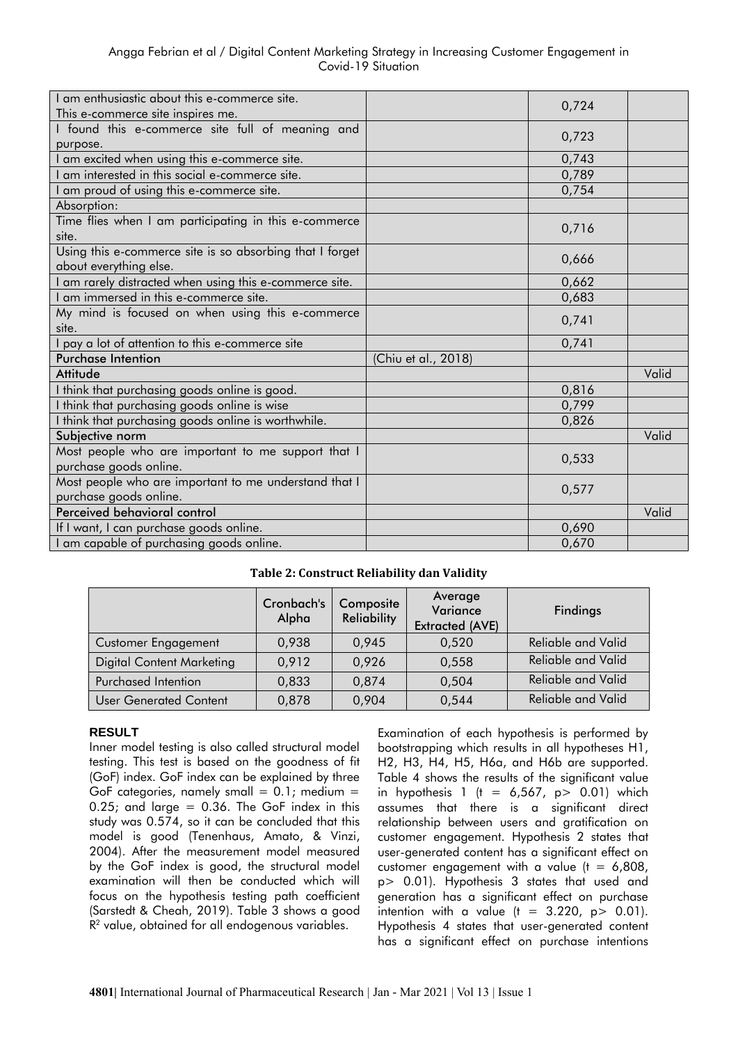| | | | |
|---|---|---|---|
| I am enthusiastic about this e-commerce site. This e-commerce site inspires me. | | 0,724 | |
| I found this e-commerce site full of meaning and purpose. | | 0,723 | |
| I am excited when using this e-commerce site. | | 0,743 | |
| I am interested in this social e-commerce site. | | 0,789 | |
| I am proud of using this e-commerce site. | | 0,754 | |
| Absorption: | | | |
| Time flies when I am participating in this e-commerce site. | | 0,716 | |
| Using this e-commerce site is so absorbing that I forget about everything else. | | 0,666 | |
| I am rarely distracted when using this e-commerce site. | | 0,662 | |
| I am immersed in this e-commerce site. | | 0,683 | |
| My mind is focused on when using this e-commerce site. | | 0,741 | |
| I pay a lot of attention to this e-commerce site | | 0,741 | |
| **Purchase Intention** | (Chiu et al., 2018) | | |
| **Attitude** | | | Valid |
| I think that purchasing goods online is good. | | 0,816 | |
| I think that purchasing goods online is wise | | 0,799 | |
| I think that purchasing goods online is worthwhile. | | 0,826 | |
| **Subjective norm** | | | Valid |
| Most people who are important to me support that I purchase goods online. | | 0,533 | |
| Most people who are important to me understand that I purchase goods online. | | 0,577 | |
| **Perceived behavioral control** | | | Valid |
| If I want, I can purchase goods online. | | 0,690 | |
| I am capable of purchasing goods online. | | 0,670 | |

**Table 2: Construct Reliability dan Validity**

| | Cronbach's Alpha | Composite Reliability | Average Variance Extracted (AVE) | Findings |
|---|---|---|---|---|
| Customer Engagement | 0,938 | 0,945 | 0,520 | Reliable and Valid |
| Digital Content Marketing | 0,912 | 0,926 | 0,558 | Reliable and Valid |
| Purchased Intention | 0,833 | 0,874 | 0,504 | Reliable and Valid |
| User Generated Content | 0,878 | 0,904 | 0,544 | Reliable and Valid |

## RESULT

Inner model testing is also called structural model testing. This test is based on the goodness of fit (GoF) index. GoF index can be explained by three GoF categories, namely small = 0.1; medium = 0.25; and large = 0.36. The GoF index in this study was 0.574, so it can be concluded that this model is good (Tenenhaus, Amato, & Vinzi, 2004). After the measurement model measured by the GoF index is good, the structural model examination will then be conducted which will focus on the hypothesis testing path coefficient (Sarstedt & Cheah, 2019). Table 3 shows a good $R^2$ value, obtained for all endogenous variables.

Examination of each hypothesis is performed by bootstrapping which results in all hypotheses H1, H2, H3, H4, H5, H6a, and H6b are supported. Table 4 shows the results of the significant value in hypothesis 1 ($t = 6{,}567$, $p > 0.01$) which assumes that there is a significant direct relationship between users and gratification on customer engagement. Hypothesis 2 states that user-generated content has a significant effect on customer engagement with a value ($t = 6{,}808$, $p > 0.01$). Hypothesis 3 states that used and generation has a significant effect on purchase intention with a value ($t = 3.220$, $p > 0.01$). Hypothesis 4 states that user-generated content has a significant effect on purchase intentions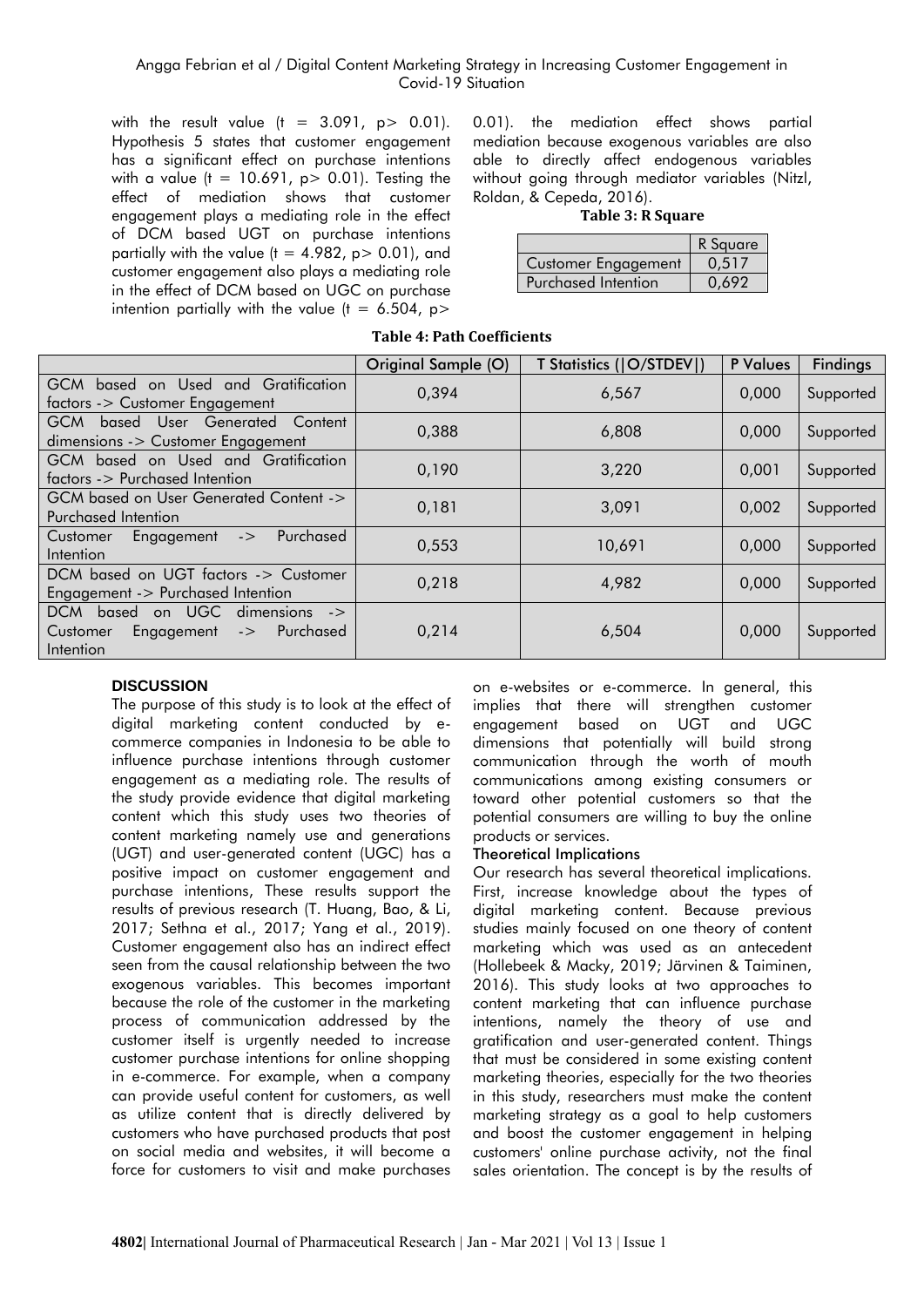with the result value ($t = 3.091$, $p > 0.01$). Hypothesis 5 states that customer engagement has a significant effect on purchase intentions with a value ($t = 10.691$, $p > 0.01$). Testing the effect of mediation shows that customer engagement plays a mediating role in the effect of DCM based UGT on purchase intentions partially with the value ($t = 4.982$, $p > 0.01$), and customer engagement also plays a mediating role in the effect of DCM based on UGC on purchase intention partially with the value ($t = 6.504$, $p > 0.01$). the mediation effect shows partial mediation because exogenous variables are also able to directly affect endogenous variables without going through mediator variables (Nitzl, Roldan, & Cepeda, 2016).

**Table 3: R Square**

| | R Square |
|---|---|
| Customer Engagement | 0,517 |
| Purchased Intention | 0,692 |

**Table 4: Path Coefficients**

| | Original Sample (O) | T Statistics (\|O/STDEV\|) | P Values | Findings |
|---|---|---|---|---|
| GCM based on Used and Gratification factors -> Customer Engagement | 0,394 | 6,567 | 0,000 | Supported |
| GCM based User Generated Content dimensions -> Customer Engagement | 0,388 | 6,808 | 0,000 | Supported |
| GCM based on Used and Gratification factors -> Purchased Intention | 0,190 | 3,220 | 0,001 | Supported |
| GCM based on User Generated Content -> Purchased Intention | 0,181 | 3,091 | 0,002 | Supported |
| Customer Engagement -> Purchased Intention | 0,553 | 10,691 | 0,000 | Supported |
| DCM based on UGT factors -> Customer Engagement -> Purchased Intention | 0,218 | 4,982 | 0,000 | Supported |
| DCM based on UGC dimensions -> Customer Engagement -> Purchased Intention | 0,214 | 6,504 | 0,000 | Supported |

## DISCUSSION

The purpose of this study is to look at the effect of digital marketing content conducted by e-commerce companies in Indonesia to be able to influence purchase intentions through customer engagement as a mediating role. The results of the study provide evidence that digital marketing content which this study uses two theories of content marketing namely use and generations (UGT) and user-generated content (UGC) has a positive impact on customer engagement and purchase intentions, These results support the results of previous research (T. Huang, Bao, & Li, 2017; Sethna et al., 2017; Yang et al., 2019). Customer engagement also has an indirect effect seen from the causal relationship between the two exogenous variables. This becomes important because the role of the customer in the marketing process of communication addressed by the customer itself is urgently needed to increase customer purchase intentions for online shopping in e-commerce. For example, when a company can provide useful content for customers, as well as utilize content that is directly delivered by customers who have purchased products that post on social media and websites, it will become a force for customers to visit and make purchases on e-websites or e-commerce. In general, this implies that there will strengthen customer engagement based on UGT and UGC dimensions that potentially will build strong communication through the worth of mouth communications among existing consumers or toward other potential customers so that the potential consumers are willing to buy the online products or services.

### Theoretical Implications

Our research has several theoretical implications. First, increase knowledge about the types of digital marketing content. Because previous studies mainly focused on one theory of content marketing which was used as an antecedent (Hollebeek & Macky, 2019; Järvinen & Taiminen, 2016). This study looks at two approaches to content marketing that can influence purchase intentions, namely the theory of use and gratification and user-generated content. Things that must be considered in some existing content marketing theories, especially for the two theories in this study, researchers must make the content marketing strategy as a goal to help customers and boost the customer engagement in helping customers' online purchase activity, not the final sales orientation. The concept is by the results of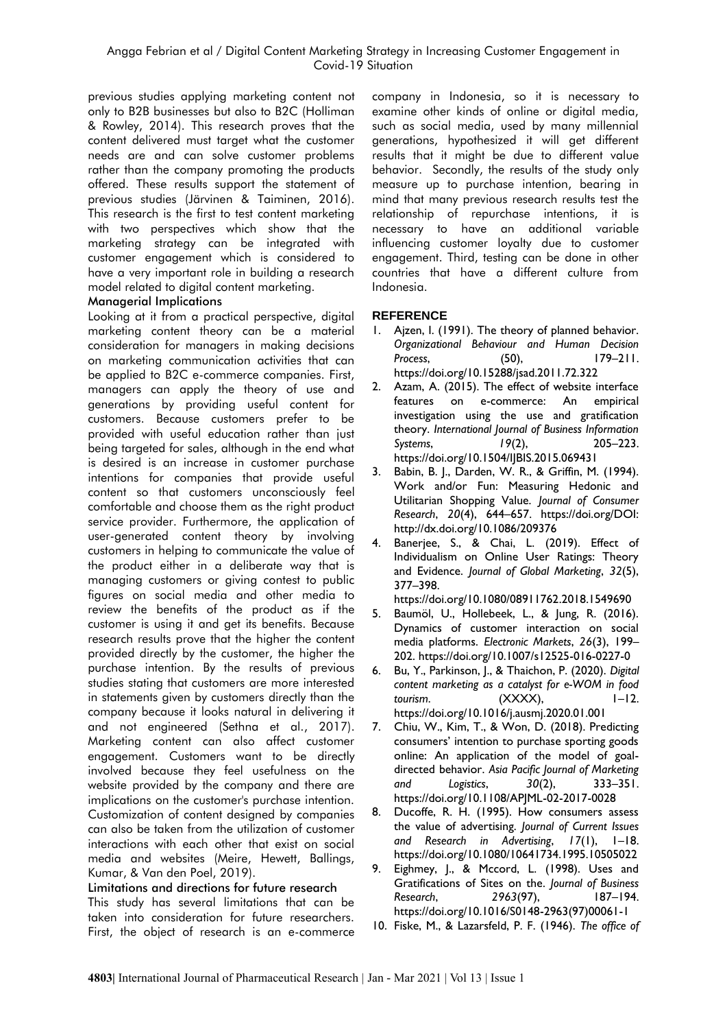previous studies applying marketing content not only to B2B businesses but also to B2C (Holliman & Rowley, 2014). This research proves that the content delivered must target what the customer needs are and can solve customer problems rather than the company promoting the products offered. These results support the statement of previous studies (Järvinen & Taiminen, 2016). This research is the first to test content marketing with two perspectives which show that the marketing strategy can be integrated with customer engagement which is considered to have a very important role in building a research model related to digital content marketing.

### Managerial Implications

Looking at it from a practical perspective, digital marketing content theory can be a material consideration for managers in making decisions on marketing communication activities that can be applied to B2C e-commerce companies. First, managers can apply the theory of use and generations by providing useful content for customers. Because customers prefer to be provided with useful education rather than just being targeted for sales, although in the end what is desired is an increase in customer purchase intentions for companies that provide useful content so that customers unconsciously feel comfortable and choose them as the right product service provider. Furthermore, the application of user-generated content theory by involving customers in helping to communicate the value of the product either in a deliberate way that is managing customers or giving contest to public figures on social media and other media to review the benefits of the product as if the customer is using it and get its benefits. Because research results prove that the higher the content provided directly by the customer, the higher the purchase intention. By the results of previous studies stating that customers are more interested in statements given by customers directly than the company because it looks natural in delivering it and not engineered (Sethna et al., 2017). Marketing content can also affect customer engagement. Customers want to be directly involved because they feel usefulness on the website provided by the company and there are implications on the customer's purchase intention. Customization of content designed by companies can also be taken from the utilization of customer interactions with each other that exist on social media and websites (Meire, Hewett, Ballings, Kumar, & Van den Poel, 2019).

### Limitations and directions for future research

This study has several limitations that can be taken into consideration for future researchers. First, the object of research is an e-commerce company in Indonesia, so it is necessary to examine other kinds of online or digital media, such as social media, used by many millennial generations, hypothesized it will get different results that it might be due to different value behavior. Secondly, the results of the study only measure up to purchase intention, bearing in mind that many previous research results test the relationship of repurchase intentions, it is necessary to have an additional variable influencing customer loyalty due to customer engagement. Third, testing can be done in other countries that have a different culture from Indonesia.

## REFERENCE

1. Ajzen, I. (1991). The theory of planned behavior. *Organizational Behaviour and Human Decision Process*, (50), 179–211. https://doi.org/10.15288/jsad.2011.72.322
2. Azam, A. (2015). The effect of website interface features on e-commerce: An empirical investigation using the use and gratification theory. *International Journal of Business Information Systems*, *19*(2), 205–223. https://doi.org/10.1504/IJBIS.2015.069431
3. Babin, B. J., Darden, W. R., & Griffin, M. (1994). Work and/or Fun: Measuring Hedonic and Utilitarian Shopping Value. *Journal of Consumer Research*, *20*(4), 644–657. https://doi.org/DOI: http://dx.doi.org/10.1086/209376
4. Banerjee, S., & Chai, L. (2019). Effect of Individualism on Online User Ratings: Theory and Evidence. *Journal of Global Marketing*, *32*(5), 377–398. https://doi.org/10.1080/08911762.2018.1549690
5. Baumöl, U., Hollebeek, L., & Jung, R. (2016). Dynamics of customer interaction on social media platforms. *Electronic Markets*, *26*(3), 199–202. https://doi.org/10.1007/s12525-016-0227-0
6. Bu, Y., Parkinson, J., & Thaichon, P. (2020). *Digital content marketing as a catalyst for e-WOM in food tourism*. (XXXX), 1–12. https://doi.org/10.1016/j.ausmj.2020.01.001
7. Chiu, W., Kim, T., & Won, D. (2018). Predicting consumers' intention to purchase sporting goods online: An application of the model of goal-directed behavior. *Asia Pacific Journal of Marketing and Logistics*, *30*(2), 333–351. https://doi.org/10.1108/APJML-02-2017-0028
8. Ducoffe, R. H. (1995). How consumers assess the value of advertising. *Journal of Current Issues and Research in Advertising*, *17*(1), 1–18. https://doi.org/10.1080/10641734.1995.10505022
9. Eighmey, J., & Mccord, L. (1998). Uses and Gratifications of Sites on the. *Journal of Business Research*, *2963*(97), 187–194. https://doi.org/10.1016/S0148-2963(97)00061-1
10. Fiske, M., & Lazarsfeld, P. F. (1946). *The office of*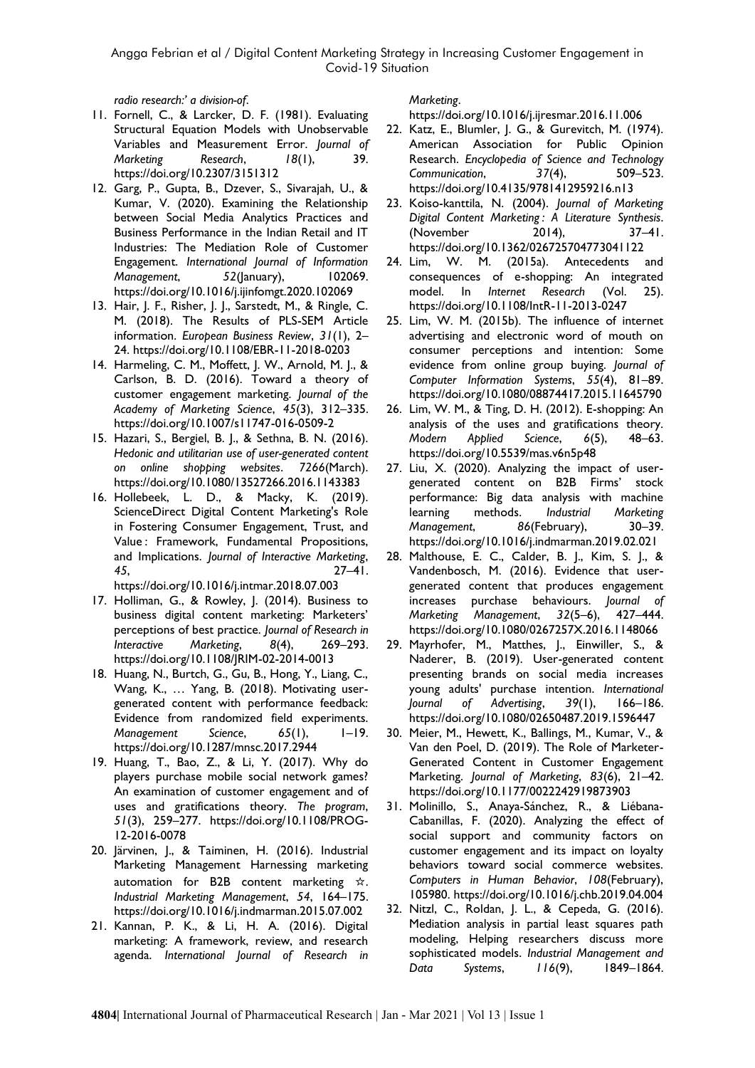*radio research:' a division-of*.

11. Fornell, C., & Larcker, D. F. (1981). Evaluating Structural Equation Models with Unobservable Variables and Measurement Error. *Journal of Marketing Research*, *18*(1), 39. https://doi.org/10.2307/3151312
12. Garg, P., Gupta, B., Dzever, S., Sivarajah, U., & Kumar, V. (2020). Examining the Relationship between Social Media Analytics Practices and Business Performance in the Indian Retail and IT Industries: The Mediation Role of Customer Engagement. *International Journal of Information Management*, *52*(January), 102069. https://doi.org/10.1016/j.ijinfomgt.2020.102069
13. Hair, J. F., Risher, J. J., Sarstedt, M., & Ringle, C. M. (2018). The Results of PLS-SEM Article information. *European Business Review*, *31*(1), 2–24. https://doi.org/10.1108/EBR-11-2018-0203
14. Harmeling, C. M., Moffett, J. W., Arnold, M. J., & Carlson, B. D. (2016). Toward a theory of customer engagement marketing. *Journal of the Academy of Marketing Science*, *45*(3), 312–335. https://doi.org/10.1007/s11747-016-0509-2
15. Hazari, S., Bergiel, B. J., & Sethna, B. N. (2016). *Hedonic and utilitarian use of user-generated content on online shopping websites*. *7266*(March). https://doi.org/10.1080/13527266.2016.1143383
16. Hollebeek, L. D., & Macky, K. (2019). ScienceDirect Digital Content Marketing's Role in Fostering Consumer Engagement, Trust, and Value : Framework, Fundamental Propositions, and Implications. *Journal of Interactive Marketing*, *45*, 27–41. https://doi.org/10.1016/j.intmar.2018.07.003
17. Holliman, G., & Rowley, J. (2014). Business to business digital content marketing: Marketers' perceptions of best practice. *Journal of Research in Interactive Marketing*, *8*(4), 269–293. https://doi.org/10.1108/JRIM-02-2014-0013
18. Huang, N., Burtch, G., Gu, B., Hong, Y., Liang, C., Wang, K., … Yang, B. (2018). Motivating user-generated content with performance feedback: Evidence from randomized field experiments. *Management Science*, *65*(1), 1–19. https://doi.org/10.1287/mnsc.2017.2944
19. Huang, T., Bao, Z., & Li, Y. (2017). Why do players purchase mobile social network games? An examination of customer engagement and of uses and gratifications theory. *The program*, *51*(3), 259–277. https://doi.org/10.1108/PROG-12-2016-0078
20. Järvinen, J., & Taiminen, H. (2016). Industrial Marketing Management Harnessing marketing automation for B2B content marketing ☆. *Industrial Marketing Management*, *54*, 164–175. https://doi.org/10.1016/j.indmarman.2015.07.002
21. Kannan, P. K., & Li, H. A. (2016). Digital marketing: A framework, review, and research agenda. *International Journal of Research in Marketing*. https://doi.org/10.1016/j.ijresmar.2016.11.006
22. Katz, E., Blumler, J. G., & Gurevitch, M. (1974). American Association for Public Opinion Research. *Encyclopedia of Science and Technology Communication*, *37*(4), 509–523. https://doi.org/10.4135/9781412959216.n13
23. Koiso-kanttila, N. (2004). *Journal of Marketing Digital Content Marketing : A Literature Synthesis*. (November 2014), 37–41. https://doi.org/10.1362/026725704773041122
24. Lim, W. M. (2015a). Antecedents and consequences of e-shopping: An integrated model. In *Internet Research* (Vol. 25). https://doi.org/10.1108/IntR-11-2013-0247
25. Lim, W. M. (2015b). The influence of internet advertising and electronic word of mouth on consumer perceptions and intention: Some evidence from online group buying. *Journal of Computer Information Systems*, *55*(4), 81–89. https://doi.org/10.1080/08874417.2015.11645790
26. Lim, W. M., & Ting, D. H. (2012). E-shopping: An analysis of the uses and gratifications theory. *Modern Applied Science*, *6*(5), 48–63. https://doi.org/10.5539/mas.v6n5p48
27. Liu, X. (2020). Analyzing the impact of user-generated content on B2B Firms' stock performance: Big data analysis with machine learning methods. *Industrial Marketing Management*, *86*(February), 30–39. https://doi.org/10.1016/j.indmarman.2019.02.021
28. Malthouse, E. C., Calder, B. J., Kim, S. J., & Vandenbosch, M. (2016). Evidence that user-generated content that produces engagement increases purchase behaviours. *Journal of Marketing Management*, *32*(5–6), 427–444. https://doi.org/10.1080/0267257X.2016.1148066
29. Mayrhofer, M., Matthes, J., Einwiller, S., & Naderer, B. (2019). User-generated content presenting brands on social media increases young adults' purchase intention. *International Journal of Advertising*, *39*(1), 166–186. https://doi.org/10.1080/02650487.2019.1596447
30. Meier, M., Hewett, K., Ballings, M., Kumar, V., & Van den Poel, D. (2019). The Role of Marketer-Generated Content in Customer Engagement Marketing. *Journal of Marketing*, *83*(6), 21–42. https://doi.org/10.1177/0022242919873903
31. Molinillo, S., Anaya-Sánchez, R., & Liébana-Cabanillas, F. (2020). Analyzing the effect of social support and community factors on customer engagement and its impact on loyalty behaviors toward social commerce websites. *Computers in Human Behavior*, *108*(February), 105980. https://doi.org/10.1016/j.chb.2019.04.004
32. Nitzl, C., Roldan, J. L., & Cepeda, G. (2016). Mediation analysis in partial least squares path modeling, Helping researchers discuss more sophisticated models. *Industrial Management and Data Systems*, *116*(9), 1849–1864.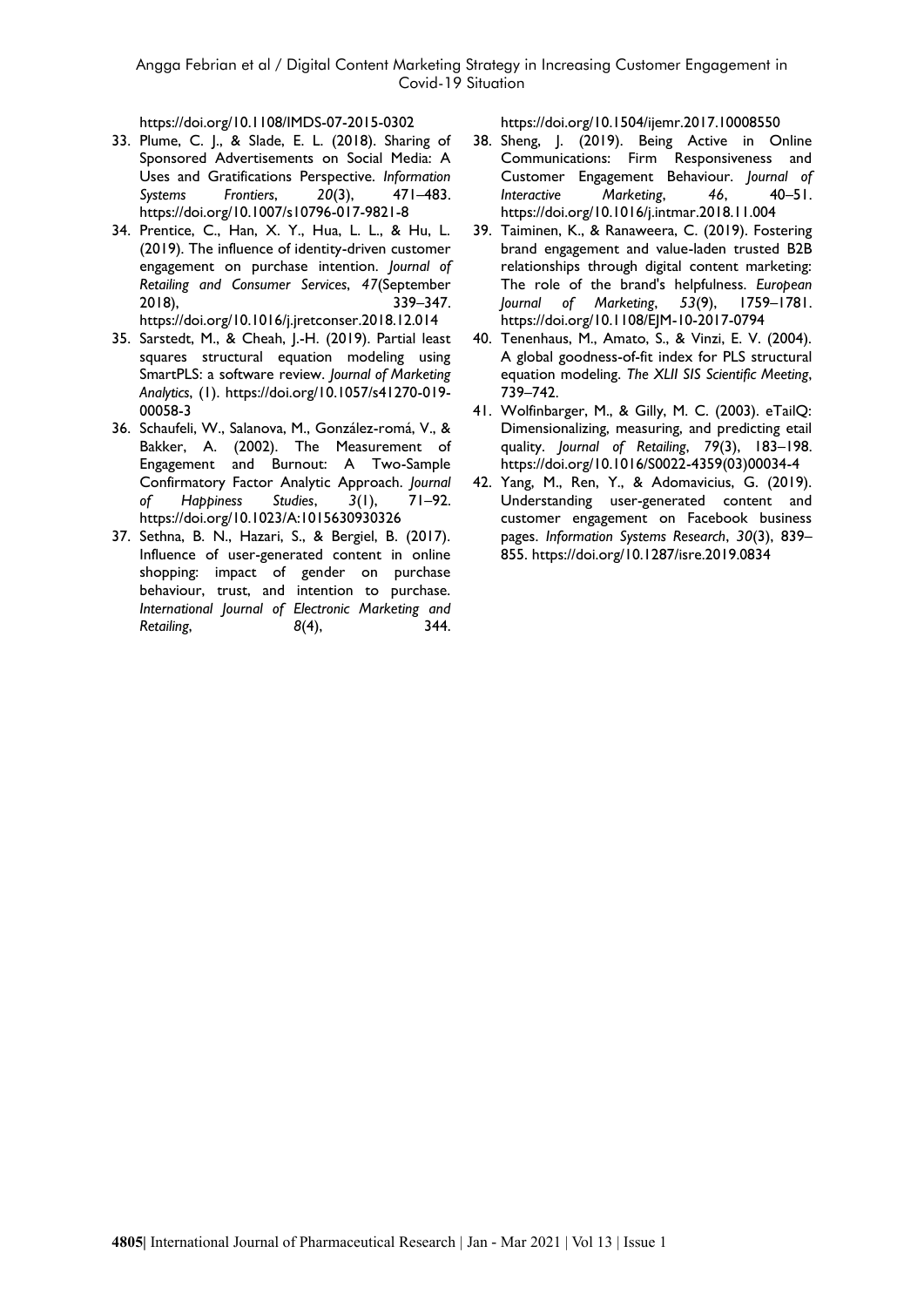https://doi.org/10.1108/IMDS-07-2015-0302

33. Plume, C. J., & Slade, E. L. (2018). Sharing of Sponsored Advertisements on Social Media: A Uses and Gratifications Perspective. *Information Systems Frontiers*, *20*(3), 471–483. https://doi.org/10.1007/s10796-017-9821-8
34. Prentice, C., Han, X. Y., Hua, L. L., & Hu, L. (2019). The influence of identity-driven customer engagement on purchase intention. *Journal of Retailing and Consumer Services*, *47*(September 2018), 339–347. https://doi.org/10.1016/j.jretconser.2018.12.014
35. Sarstedt, M., & Cheah, J.-H. (2019). Partial least squares structural equation modeling using SmartPLS: a software review. *Journal of Marketing Analytics*, (1). https://doi.org/10.1057/s41270-019-00058-3
36. Schaufeli, W., Salanova, M., González-romá, V., & Bakker, A. (2002). The Measurement of Engagement and Burnout: A Two-Sample Confirmatory Factor Analytic Approach. *Journal of Happiness Studies*, *3*(1), 71–92. https://doi.org/10.1023/A:1015630930326
37. Sethna, B. N., Hazari, S., & Bergiel, B. (2017). Influence of user-generated content in online shopping: impact of gender on purchase behaviour, trust, and intention to purchase. *International Journal of Electronic Marketing and Retailing*, *8*(4), 344. https://doi.org/10.1504/ijemr.2017.10008550
38. Sheng, J. (2019). Being Active in Online Communications: Firm Responsiveness and Customer Engagement Behaviour. *Journal of Interactive Marketing*, *46*, 40–51. https://doi.org/10.1016/j.intmar.2018.11.004
39. Taiminen, K., & Ranaweera, C. (2019). Fostering brand engagement and value-laden trusted B2B relationships through digital content marketing: The role of the brand's helpfulness. *European Journal of Marketing*, *53*(9), 1759–1781. https://doi.org/10.1108/EJM-10-2017-0794
40. Tenenhaus, M., Amato, S., & Vinzi, E. V. (2004). A global goodness-of-fit index for PLS structural equation modeling. *The XLII SIS Scientific Meeting*, 739–742.
41. Wolfinbarger, M., & Gilly, M. C. (2003). eTailQ: Dimensionalizing, measuring, and predicting etail quality. *Journal of Retailing*, *79*(3), 183–198. https://doi.org/10.1016/S0022-4359(03)00034-4
42. Yang, M., Ren, Y., & Adomavicius, G. (2019). Understanding user-generated content and customer engagement on Facebook business pages. *Information Systems Research*, *30*(3), 839–855. https://doi.org/10.1287/isre.2019.0834